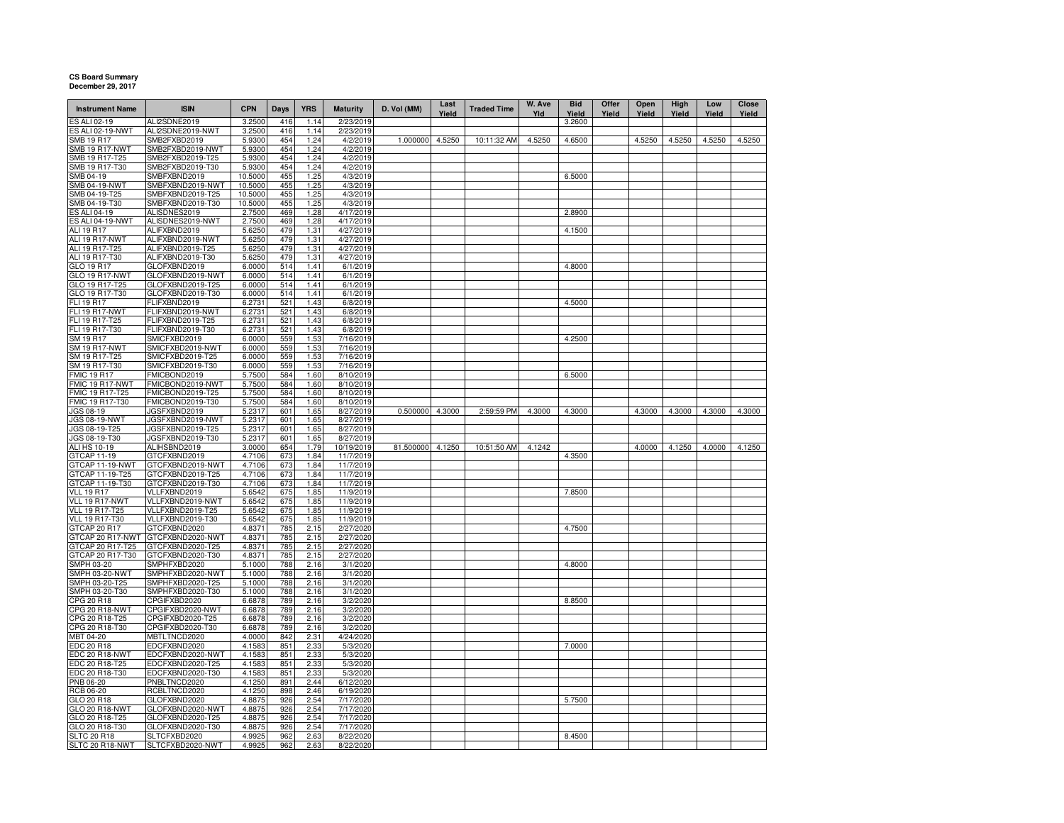**CS Board Summary**
**December 29, 2017**

| Instrument Name | ISIN | CPN | Days | YRS | Maturity | D. Vol (MM) | Last Yield | Traded Time | W. Ave Yld | Bid Yield | Offer Yield | Open Yield | High Yield | Low Yield | Close Yield |
|---|---|---|---|---|---|---|---|---|---|---|---|---|---|---|---|
| ES ALI 02-19 | ALI2SDNE2019 | 3.2500 | 416 | 1.14 | 2/23/2019 | | | | | 3.2600 | | | | | |
| ES ALI 02-19-NWT | ALI2SDNE2019-NWT | 3.2500 | 416 | 1.14 | 2/23/2019 | | | | | | | | | | |
| SMB 19 R17 | SMB2FXBD2019 | 5.9300 | 454 | 1.24 | 4/2/2019 | 1.000000 | 4.5250 | 10:11:32 AM | 4.5250 | 4.6500 | | 4.5250 | 4.5250 | 4.5250 | 4.5250 |
| SMB 19 R17-NWT | SMB2FXBD2019-NWT | 5.9300 | 454 | 1.24 | 4/2/2019 | | | | | | | | | | |
| SMB 19 R17-T25 | SMB2FXBD2019-T25 | 5.9300 | 454 | 1.24 | 4/2/2019 | | | | | | | | | | |
| SMB 19 R17-T30 | SMB2FXBD2019-T30 | 5.9300 | 454 | 1.24 | 4/2/2019 | | | | | | | | | | |
| SMB 04-19 | SMBFXBND2019 | 10.5000 | 455 | 1.25 | 4/3/2019 | | | | | 6.5000 | | | | | |
| SMB 04-19-NWT | SMBFXBND2019-NWT | 10.5000 | 455 | 1.25 | 4/3/2019 | | | | | | | | | | |
| SMB 04-19-T25 | SMBFXBND2019-T25 | 10.5000 | 455 | 1.25 | 4/3/2019 | | | | | | | | | | |
| SMB 04-19-T30 | SMBFXBND2019-T30 | 10.5000 | 455 | 1.25 | 4/3/2019 | | | | | | | | | | |
| ES ALI 04-19 | ALISDNES2019 | 2.7500 | 469 | 1.28 | 4/17/2019 | | | | | 2.8900 | | | | | |
| ES ALI 04-19-NWT | ALISDNES2019-NWT | 2.7500 | 469 | 1.28 | 4/17/2019 | | | | | | | | | | |
| ALI 19 R17 | ALIFXBND2019 | 5.6250 | 479 | 1.31 | 4/27/2019 | | | | | 4.1500 | | | | | |
| ALI 19 R17-NWT | ALIFXBND2019-NWT | 5.6250 | 479 | 1.31 | 4/27/2019 | | | | | | | | | | |
| ALI 19 R17-T25 | ALIFXBND2019-T25 | 5.6250 | 479 | 1.31 | 4/27/2019 | | | | | | | | | | |
| ALI 19 R17-T30 | ALIFXBND2019-T30 | 5.6250 | 479 | 1.31 | 4/27/2019 | | | | | | | | | | |
| GLO 19 R17 | GLOFXBND2019 | 6.0000 | 514 | 1.41 | 6/1/2019 | | | | | 4.8000 | | | | | |
| GLO 19 R17-NWT | GLOFXBND2019-NWT | 6.0000 | 514 | 1.41 | 6/1/2019 | | | | | | | | | | |
| GLO 19 R17-T25 | GLOFXBND2019-T25 | 6.0000 | 514 | 1.41 | 6/1/2019 | | | | | | | | | | |
| GLO 19 R17-T30 | GLOFXBND2019-T30 | 6.0000 | 514 | 1.41 | 6/1/2019 | | | | | | | | | | |
| FLI 19 R17 | FLIFXBND2019 | 6.2731 | 521 | 1.43 | 6/8/2019 | | | | | 4.5000 | | | | | |
| FLI 19 R17-NWT | FLIFXBND2019-NWT | 6.2731 | 521 | 1.43 | 6/8/2019 | | | | | | | | | | |
| FLI 19 R17-T25 | FLIFXBND2019-T25 | 6.2731 | 521 | 1.43 | 6/8/2019 | | | | | | | | | | |
| FLI 19 R17-T30 | FLIFXBND2019-T30 | 6.2731 | 521 | 1.43 | 6/8/2019 | | | | | | | | | | |
| SM 19 R17 | SMICFXBD2019 | 6.0000 | 559 | 1.53 | 7/16/2019 | | | | | 4.2500 | | | | | |
| SM 19 R17-NWT | SMICFXBD2019-NWT | 6.0000 | 559 | 1.53 | 7/16/2019 | | | | | | | | | | |
| SM 19 R17-T25 | SMICFXBD2019-T25 | 6.0000 | 559 | 1.53 | 7/16/2019 | | | | | | | | | | |
| SM 19 R17-T30 | SMICFXBD2019-T30 | 6.0000 | 559 | 1.53 | 7/16/2019 | | | | | | | | | | |
| FMIC 19 R17 | FMICBOND2019 | 5.7500 | 584 | 1.60 | 8/10/2019 | | | | | 6.5000 | | | | | |
| FMIC 19 R17-NWT | FMICBOND2019-NWT | 5.7500 | 584 | 1.60 | 8/10/2019 | | | | | | | | | | |
| FMIC 19 R17-T25 | FMICBOND2019-T25 | 5.7500 | 584 | 1.60 | 8/10/2019 | | | | | | | | | | |
| FMIC 19 R17-T30 | FMICBOND2019-T30 | 5.7500 | 584 | 1.60 | 8/10/2019 | | | | | | | | | | |
| JGS 08-19 | JGSFXBND2019 | 5.2317 | 601 | 1.65 | 8/27/2019 | 0.500000 | 4.3000 | 2:59:59 PM | 4.3000 | 4.3000 | | 4.3000 | 4.3000 | 4.3000 | 4.3000 |
| JGS 08-19-NWT | JGSFXBND2019-NWT | 5.2317 | 601 | 1.65 | 8/27/2019 | | | | | | | | | | |
| JGS 08-19-T25 | JGSFXBND2019-T25 | 5.2317 | 601 | 1.65 | 8/27/2019 | | | | | | | | | | |
| JGS 08-19-T30 | JGSFXBND2019-T30 | 5.2317 | 601 | 1.65 | 8/27/2019 | | | | | | | | | | |
| ALI HS 10-19 | ALIHSBND2019 | 3.0000 | 654 | 1.79 | 10/19/2019 | 81.500000 | 4.1250 | 10:51:50 AM | 4.1242 | | | 4.0000 | 4.1250 | 4.0000 | 4.1250 |
| GTCAP 11-19 | GTCFXBND2019 | 4.7106 | 673 | 1.84 | 11/7/2019 | | | | | 4.3500 | | | | | |
| GTCAP 11-19-NWT | GTCFXBND2019-NWT | 4.7106 | 673 | 1.84 | 11/7/2019 | | | | | | | | | | |
| GTCAP 11-19-T25 | GTCFXBND2019-T25 | 4.7106 | 673 | 1.84 | 11/7/2019 | | | | | | | | | | |
| GTCAP 11-19-T30 | GTCFXBND2019-T30 | 4.7106 | 673 | 1.84 | 11/7/2019 | | | | | | | | | | |
| VLL 19 R17 | VLLFXBND2019 | 5.6542 | 675 | 1.85 | 11/9/2019 | | | | | 7.8500 | | | | | |
| VLL 19 R17-NWT | VLLFXBND2019-NWT | 5.6542 | 675 | 1.85 | 11/9/2019 | | | | | | | | | | |
| VLL 19 R17-T25 | VLLFXBND2019-T25 | 5.6542 | 675 | 1.85 | 11/9/2019 | | | | | | | | | | |
| VLL 19 R17-T30 | VLLFXBND2019-T30 | 5.6542 | 675 | 1.85 | 11/9/2019 | | | | | | | | | | |
| GTCAP 20 R17 | GTCFXBND2020 | 4.8371 | 785 | 2.15 | 2/27/2020 | | | | | 4.7500 | | | | | |
| GTCAP 20 R17-NWT | GTCFXBND2020-NWT | 4.8371 | 785 | 2.15 | 2/27/2020 | | | | | | | | | | |
| GTCAP 20 R17-T25 | GTCFXBND2020-T25 | 4.8371 | 785 | 2.15 | 2/27/2020 | | | | | | | | | | |
| GTCAP 20 R17-T30 | GTCFXBND2020-T30 | 4.8371 | 785 | 2.15 | 2/27/2020 | | | | | | | | | | |
| SMPH 03-20 | SMPHFXBD2020 | 5.1000 | 788 | 2.16 | 3/1/2020 | | | | | 4.8000 | | | | | |
| SMPH 03-20-NWT | SMPHFXBD2020-NWT | 5.1000 | 788 | 2.16 | 3/1/2020 | | | | | | | | | | |
| SMPH 03-20-T25 | SMPHFXBD2020-T25 | 5.1000 | 788 | 2.16 | 3/1/2020 | | | | | | | | | | |
| SMPH 03-20-T30 | SMPHFXBD2020-T30 | 5.1000 | 788 | 2.16 | 3/1/2020 | | | | | | | | | | |
| CPG 20 R18 | CPGIFXBD2020 | 6.6878 | 789 | 2.16 | 3/2/2020 | | | | | 8.8500 | | | | | |
| CPG 20 R18-NWT | CPGIFXBD2020-NWT | 6.6878 | 789 | 2.16 | 3/2/2020 | | | | | | | | | | |
| CPG 20 R18-T25 | CPGIFXBD2020-T25 | 6.6878 | 789 | 2.16 | 3/2/2020 | | | | | | | | | | |
| CPG 20 R18-T30 | CPGIFXBD2020-T30 | 6.6878 | 789 | 2.16 | 3/2/2020 | | | | | | | | | | |
| MBT 04-20 | MBTLTNCD2020 | 4.0000 | 842 | 2.31 | 4/24/2020 | | | | | | | | | | |
| EDC 20 R18 | EDCFXBND2020 | 4.1583 | 851 | 2.33 | 5/3/2020 | | | | | 7.0000 | | | | | |
| EDC 20 R18-NWT | EDCFXBND2020-NWT | 4.1583 | 851 | 2.33 | 5/3/2020 | | | | | | | | | | |
| EDC 20 R18-T25 | EDCFXBND2020-T25 | 4.1583 | 851 | 2.33 | 5/3/2020 | | | | | | | | | | |
| EDC 20 R18-T30 | EDCFXBND2020-T30 | 4.1583 | 851 | 2.33 | 5/3/2020 | | | | | | | | | | |
| PNB 06-20 | PNBLTNCD2020 | 4.1250 | 891 | 2.44 | 6/12/2020 | | | | | | | | | | |
| RCB 06-20 | RCBLTNCD2020 | 4.1250 | 898 | 2.46 | 6/19/2020 | | | | | | | | | | |
| GLO 20 R18 | GLOFXBND2020 | 4.8875 | 926 | 2.54 | 7/17/2020 | | | | | 5.7500 | | | | | |
| GLO 20 R18-NWT | GLOFXBND2020-NWT | 4.8875 | 926 | 2.54 | 7/17/2020 | | | | | | | | | | |
| GLO 20 R18-T25 | GLOFXBND2020-T25 | 4.8875 | 926 | 2.54 | 7/17/2020 | | | | | | | | | | |
| GLO 20 R18-T30 | GLOFXBND2020-T30 | 4.8875 | 926 | 2.54 | 7/17/2020 | | | | | | | | | | |
| SLTC 20 R18 | SLTCFXBD2020 | 4.9925 | 962 | 2.63 | 8/22/2020 | | | | | 8.4500 | | | | | |
| SLTC 20 R18-NWT | SLTCFXBD2020-NWT | 4.9925 | 962 | 2.63 | 8/22/2020 | | | | | | | | | | |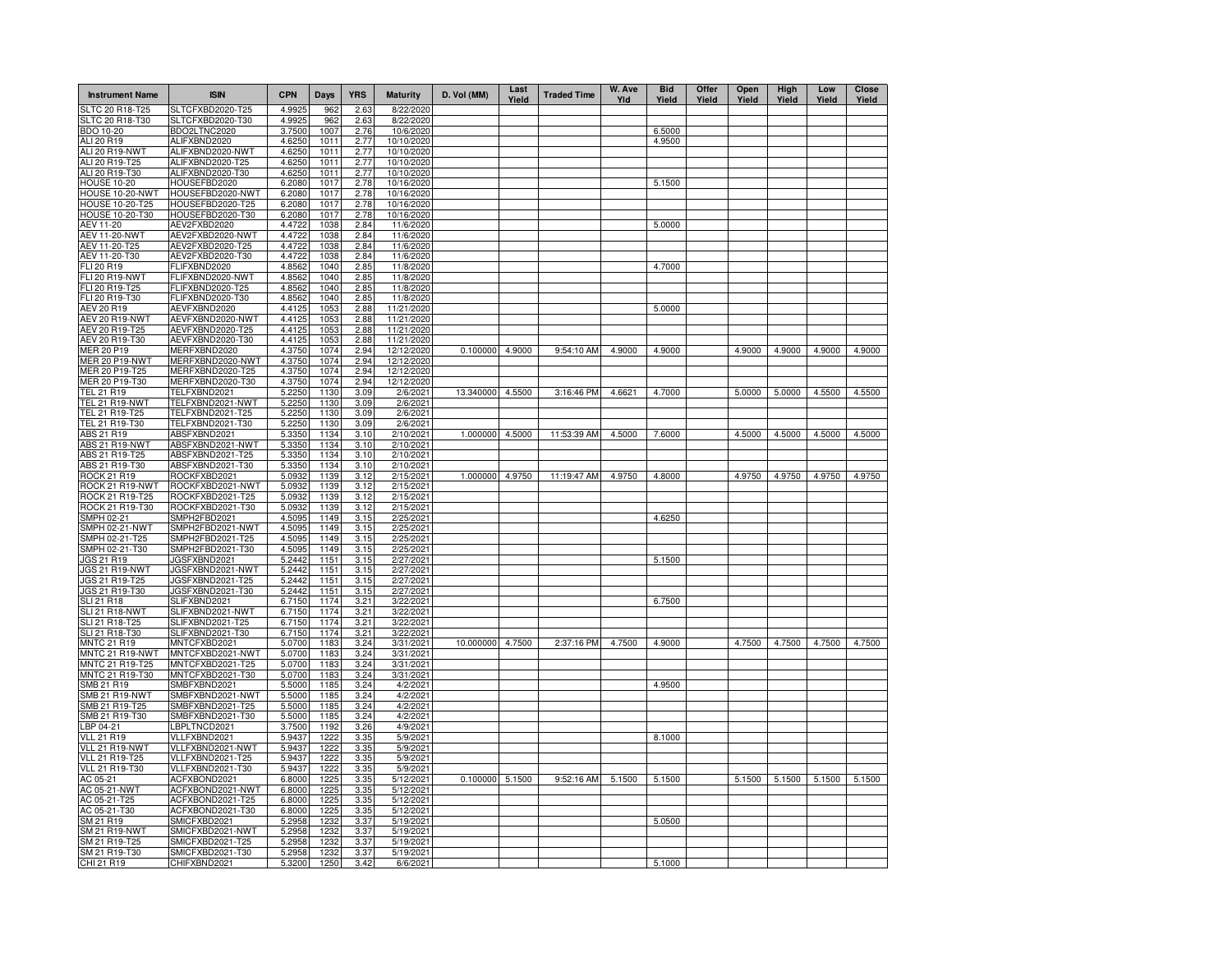| Instrument Name | ISIN | CPN | Days | YRS | Maturity | D. Vol (MM) | Last Yield | Traded Time | W. Ave Yld | Bid Yield | Offer Yield | Open Yield | High Yield | Low Yield | Close Yield |
|---|---|---|---|---|---|---|---|---|---|---|---|---|---|---|---|
| SLTC 20 R18-T25 | SLTCFXBD2020-T25 | 4.9925 | 962 | 2.63 | 8/22/2020 | | | | | | | | | | |
| SLTC 20 R18-T30 | SLTCFXBD2020-T30 | 4.9925 | 962 | 2.63 | 8/22/2020 | | | | | | | | | | |
| BDO 10-20 | BDO2LTNC2020 | 3.7500 | 1007 | 2.76 | 10/6/2020 | | | | | 6.5000 | | | | | |
| ALI 20 R19 | ALIFXBND2020 | 4.6250 | 1011 | 2.77 | 10/10/2020 | | | | | 4.9500 | | | | | |
| ALI 20 R19-NWT | ALIFXBND2020-NWT | 4.6250 | 1011 | 2.77 | 10/10/2020 | | | | | | | | | | |
| ALI 20 R19-T25 | ALIFXBND2020-T25 | 4.6250 | 1011 | 2.77 | 10/10/2020 | | | | | | | | | | |
| ALI 20 R19-T30 | ALIFXBND2020-T30 | 4.6250 | 1011 | 2.77 | 10/10/2020 | | | | | | | | | | |
| HOUSE 10-20 | HOUSEFBD2020 | 6.2080 | 1017 | 2.78 | 10/16/2020 | | | | | 5.1500 | | | | | |
| HOUSE 10-20-NWT | HOUSEFBD2020-NWT | 6.2080 | 1017 | 2.78 | 10/16/2020 | | | | | | | | | | |
| HOUSE 10-20-T25 | HOUSEFBD2020-T25 | 6.2080 | 1017 | 2.78 | 10/16/2020 | | | | | | | | | | |
| HOUSE 10-20-T30 | HOUSEFBD2020-T30 | 6.2080 | 1017 | 2.78 | 10/16/2020 | | | | | | | | | | |
| AEV 11-20 | AEV2FXBD2020 | 4.4722 | 1038 | 2.84 | 11/6/2020 | | | | | 5.0000 | | | | | |
| AEV 11-20-NWT | AEV2FXBD2020-NWT | 4.4722 | 1038 | 2.84 | 11/6/2020 | | | | | | | | | | |
| AEV 11-20-T25 | AEV2FXBD2020-T25 | 4.4722 | 1038 | 2.84 | 11/6/2020 | | | | | | | | | | |
| AEV 11-20-T30 | AEV2FXBD2020-T30 | 4.4722 | 1038 | 2.84 | 11/6/2020 | | | | | | | | | | |
| FLI 20 R19 | FLIFXBND2020 | 4.8562 | 1040 | 2.85 | 11/8/2020 | | | | | 4.7000 | | | | | |
| FLI 20 R19-NWT | FLIFXBND2020-NWT | 4.8562 | 1040 | 2.85 | 11/8/2020 | | | | | | | | | | |
| FLI 20 R19-T25 | FLIFXBND2020-T25 | 4.8562 | 1040 | 2.85 | 11/8/2020 | | | | | | | | | | |
| FLI 20 R19-T30 | FLIFXBND2020-T30 | 4.8562 | 1040 | 2.85 | 11/8/2020 | | | | | | | | | | |
| AEV 20 R19 | AEVFXBND2020 | 4.4125 | 1053 | 2.88 | 11/21/2020 | | | | | 5.0000 | | | | | |
| AEV 20 R19-NWT | AEVFXBND2020-NWT | 4.4125 | 1053 | 2.88 | 11/21/2020 | | | | | | | | | | |
| AEV 20 R19-T25 | AEVFXBND2020-T25 | 4.4125 | 1053 | 2.88 | 11/21/2020 | | | | | | | | | | |
| AEV 20 R19-T30 | AEVFXBND2020-T30 | 4.4125 | 1053 | 2.88 | 11/21/2020 | | | | | | | | | | |
| MER 20 P19 | MERFXBND2020 | 4.3750 | 1074 | 2.94 | 12/12/2020 | 0.100000 | 4.9000 | 9:54:10 AM | 4.9000 | 4.9000 | | 4.9000 | 4.9000 | 4.9000 | 4.9000 |
| MER 20 P19-NWT | MERFXBND2020-NWT | 4.3750 | 1074 | 2.94 | 12/12/2020 | | | | | | | | | | |
| MER 20 P19-T25 | MERFXBND2020-T25 | 4.3750 | 1074 | 2.94 | 12/12/2020 | | | | | | | | | | |
| MER 20 P19-T30 | MERFXBND2020-T30 | 4.3750 | 1074 | 2.94 | 12/12/2020 | | | | | | | | | | |
| TEL 21 R19 | TELFXBND2021 | 5.2250 | 1130 | 3.09 | 2/6/2021 | 13.340000 | 4.5500 | 3:16:46 PM | 4.6621 | 4.7000 | | 5.0000 | 5.0000 | 4.5500 | 4.5500 |
| TEL 21 R19-NWT | TELFXBND2021-NWT | 5.2250 | 1130 | 3.09 | 2/6/2021 | | | | | | | | | | |
| TEL 21 R19-T25 | TELFXBND2021-T25 | 5.2250 | 1130 | 3.09 | 2/6/2021 | | | | | | | | | | |
| TEL 21 R19-T30 | TELFXBND2021-T30 | 5.2250 | 1130 | 3.09 | 2/6/2021 | | | | | | | | | | |
| ABS 21 R19 | ABSFXBND2021 | 5.3350 | 1134 | 3.10 | 2/10/2021 | 1.000000 | 4.5000 | 11:53:39 AM | 4.5000 | 7.6000 | | 4.5000 | 4.5000 | 4.5000 | 4.5000 |
| ABS 21 R19-NWT | ABSFXBND2021-NWT | 5.3350 | 1134 | 3.10 | 2/10/2021 | | | | | | | | | | |
| ABS 21 R19-T25 | ABSFXBND2021-T25 | 5.3350 | 1134 | 3.10 | 2/10/2021 | | | | | | | | | | |
| ABS 21 R19-T30 | ABSFXBND2021-T30 | 5.3350 | 1134 | 3.10 | 2/10/2021 | | | | | | | | | | |
| ROCK 21 R19 | ROCKFXBD2021 | 5.0932 | 1139 | 3.12 | 2/15/2021 | 1.000000 | 4.9750 | 11:19:47 AM | 4.9750 | 4.8000 | | 4.9750 | 4.9750 | 4.9750 | 4.9750 |
| ROCK 21 R19-NWT | ROCKFXBD2021-NWT | 5.0932 | 1139 | 3.12 | 2/15/2021 | | | | | | | | | | |
| ROCK 21 R19-T25 | ROCKFXBD2021-T25 | 5.0932 | 1139 | 3.12 | 2/15/2021 | | | | | | | | | | |
| ROCK 21 R19-T30 | ROCKFXBD2021-T30 | 5.0932 | 1139 | 3.12 | 2/15/2021 | | | | | | | | | | |
| SMPH 02-21 | SMPH2FBD2021 | 4.5095 | 1149 | 3.15 | 2/25/2021 | | | | | 4.6250 | | | | | |
| SMPH 02-21-NWT | SMPH2FBD2021-NWT | 4.5095 | 1149 | 3.15 | 2/25/2021 | | | | | | | | | | |
| SMPH 02-21-T25 | SMPH2FBD2021-T25 | 4.5095 | 1149 | 3.15 | 2/25/2021 | | | | | | | | | | |
| SMPH 02-21-T30 | SMPH2FBD2021-T30 | 4.5095 | 1149 | 3.15 | 2/25/2021 | | | | | | | | | | |
| JGS 21 R19 | JGSFXBND2021 | 5.2442 | 1151 | 3.15 | 2/27/2021 | | | | | 5.1500 | | | | | |
| JGS 21 R19-NWT | JGSFXBND2021-NWT | 5.2442 | 1151 | 3.15 | 2/27/2021 | | | | | | | | | | |
| JGS 21 R19-T25 | JGSFXBND2021-T25 | 5.2442 | 1151 | 3.15 | 2/27/2021 | | | | | | | | | | |
| JGS 21 R19-T30 | JGSFXBND2021-T30 | 5.2442 | 1151 | 3.15 | 2/27/2021 | | | | | | | | | | |
| SLI 21 R18 | SLIFXBND2021 | 6.7150 | 1174 | 3.21 | 3/22/2021 | | | | | 6.7500 | | | | | |
| SLI 21 R18-NWT | SLIFXBND2021-NWT | 6.7150 | 1174 | 3.21 | 3/22/2021 | | | | | | | | | | |
| SLI 21 R18-T25 | SLIFXBND2021-T25 | 6.7150 | 1174 | 3.21 | 3/22/2021 | | | | | | | | | | |
| SLI 21 R18-T30 | SLIFXBND2021-T30 | 6.7150 | 1174 | 3.21 | 3/22/2021 | | | | | | | | | | |
| MNTC 21 R19 | MNTCFXBD2021 | 5.0700 | 1183 | 3.24 | 3/31/2021 | 10.000000 | 4.7500 | 2:37:16 PM | 4.7500 | 4.9000 | | 4.7500 | 4.7500 | 4.7500 | 4.7500 |
| MNTC 21 R19-NWT | MNTCFXBD2021-NWT | 5.0700 | 1183 | 3.24 | 3/31/2021 | | | | | | | | | | |
| MNTC 21 R19-T25 | MNTCFXBD2021-T25 | 5.0700 | 1183 | 3.24 | 3/31/2021 | | | | | | | | | | |
| MNTC 21 R19-T30 | MNTCFXBD2021-T30 | 5.0700 | 1183 | 3.24 | 3/31/2021 | | | | | | | | | | |
| SMB 21 R19 | SMBFXBND2021 | 5.5000 | 1185 | 3.24 | 4/2/2021 | | | | | 4.9500 | | | | | |
| SMB 21 R19-NWT | SMBFXBND2021-NWT | 5.5000 | 1185 | 3.24 | 4/2/2021 | | | | | | | | | | |
| SMB 21 R19-T25 | SMBFXBND2021-T25 | 5.5000 | 1185 | 3.24 | 4/2/2021 | | | | | | | | | | |
| SMB 21 R19-T30 | SMBFXBND2021-T30 | 5.5000 | 1185 | 3.24 | 4/2/2021 | | | | | | | | | | |
| LBP 04-21 | LBPLTNCD2021 | 3.7500 | 1192 | 3.26 | 4/9/2021 | | | | | | | | | | |
| VLL 21 R19 | VLLFXBND2021 | 5.9437 | 1222 | 3.35 | 5/9/2021 | | | | | 8.1000 | | | | | |
| VLL 21 R19-NWT | VLLFXBND2021-NWT | 5.9437 | 1222 | 3.35 | 5/9/2021 | | | | | | | | | | |
| VLL 21 R19-T25 | VLLFXBND2021-T25 | 5.9437 | 1222 | 3.35 | 5/9/2021 | | | | | | | | | | |
| VLL 21 R19-T30 | VLLFXBND2021-T30 | 5.9437 | 1222 | 3.35 | 5/9/2021 | | | | | | | | | | |
| AC 05-21 | ACFXBOND2021 | 6.8000 | 1225 | 3.35 | 5/12/2021 | 0.100000 | 5.1500 | 9:52:16 AM | 5.1500 | 5.1500 | | 5.1500 | 5.1500 | 5.1500 | 5.1500 |
| AC 05-21-NWT | ACFXBOND2021-NWT | 6.8000 | 1225 | 3.35 | 5/12/2021 | | | | | | | | | | |
| AC 05-21-T25 | ACFXBOND2021-T25 | 6.8000 | 1225 | 3.35 | 5/12/2021 | | | | | | | | | | |
| AC 05-21-T30 | ACFXBOND2021-T30 | 6.8000 | 1225 | 3.35 | 5/12/2021 | | | | | | | | | | |
| SM 21 R19 | SMICFXBD2021 | 5.2958 | 1232 | 3.37 | 5/19/2021 | | | | | 5.0500 | | | | | |
| SM 21 R19-NWT | SMICFXBD2021-NWT | 5.2958 | 1232 | 3.37 | 5/19/2021 | | | | | | | | | | |
| SM 21 R19-T25 | SMICFXBD2021-T25 | 5.2958 | 1232 | 3.37 | 5/19/2021 | | | | | | | | | | |
| SM 21 R19-T30 | SMICFXBD2021-T30 | 5.2958 | 1232 | 3.37 | 5/19/2021 | | | | | | | | | | |
| CHI 21 R19 | CHIFXBND2021 | 5.3200 | 1250 | 3.42 | 6/6/2021 | | | | | 5.1000 | | | | | |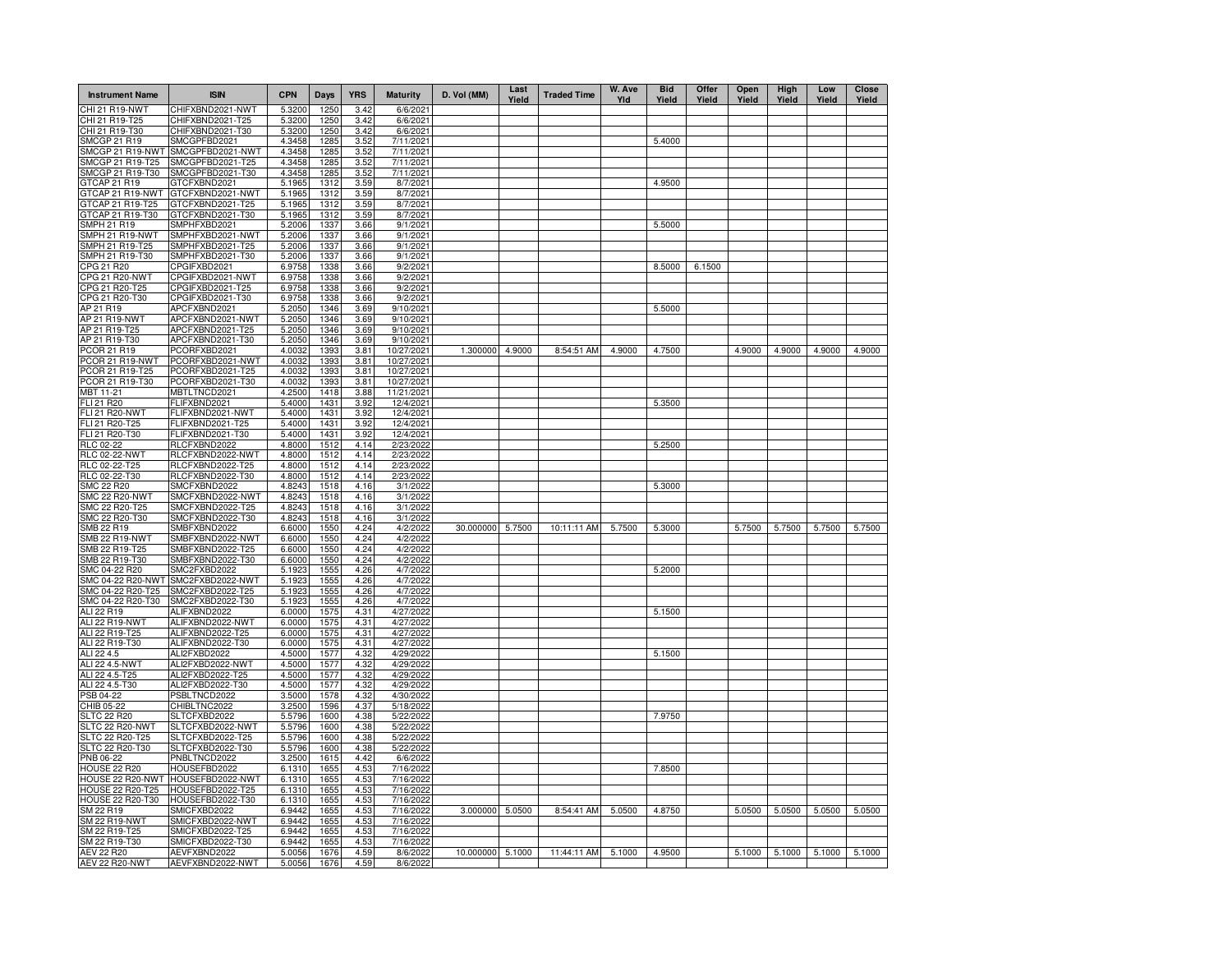| Instrument Name | ISIN | CPN | Days | YRS | Maturity | D. Vol (MM) | Last Yield | Traded Time | W. Ave Yld | Bid Yield | Offer Yield | Open Yield | High Yield | Low Yield | Close Yield |
|---|---|---|---|---|---|---|---|---|---|---|---|---|---|---|---|
| CHI 21 R19-NWT | CHIFXBND2021-NWT | 5.3200 | 1250 | 3.42 | 6/6/2021 | | | | | | | | | | |
| CHI 21 R19-T25 | CHIFXBND2021-T25 | 5.3200 | 1250 | 3.42 | 6/6/2021 | | | | | | | | | | |
| CHI 21 R19-T30 | CHIFXBND2021-T30 | 5.3200 | 1250 | 3.42 | 6/6/2021 | | | | | | | | | | |
| SMCGP 21 R19 | SMCGPFBD2021 | 4.3458 | 1285 | 3.52 | 7/11/2021 | | | | | 5.4000 | | | | | |
| SMCGP 21 R19-NWT | SMCGPFBD2021-NWT | 4.3458 | 1285 | 3.52 | 7/11/2021 | | | | | | | | | | |
| SMCGP 21 R19-T25 | SMCGPFBD2021-T25 | 4.3458 | 1285 | 3.52 | 7/11/2021 | | | | | | | | | | |
| SMCGP 21 R19-T30 | SMCGPFBD2021-T30 | 4.3458 | 1285 | 3.52 | 7/11/2021 | | | | | | | | | | |
| GTCAP 21 R19 | GTCFXBND2021 | 5.1965 | 1312 | 3.59 | 8/7/2021 | | | | | 4.9500 | | | | | |
| GTCAP 21 R19-NWT | GTCFXBND2021-NWT | 5.1965 | 1312 | 3.59 | 8/7/2021 | | | | | | | | | | |
| GTCAP 21 R19-T25 | GTCFXBND2021-T25 | 5.1965 | 1312 | 3.59 | 8/7/2021 | | | | | | | | | | |
| GTCAP 21 R19-T30 | GTCFXBND2021-T30 | 5.1965 | 1312 | 3.59 | 8/7/2021 | | | | | | | | | | |
| SMPH 21 R19 | SMPHFXBD2021 | 5.2006 | 1337 | 3.66 | 9/1/2021 | | | | | 5.5000 | | | | | |
| SMPH 21 R19-NWT | SMPHFXBD2021-NWT | 5.2006 | 1337 | 3.66 | 9/1/2021 | | | | | | | | | | |
| SMPH 21 R19-T25 | SMPHFXBD2021-T25 | 5.2006 | 1337 | 3.66 | 9/1/2021 | | | | | | | | | | |
| SMPH 21 R19-T30 | SMPHFXBD2021-T30 | 5.2006 | 1337 | 3.66 | 9/1/2021 | | | | | | | | | | |
| CPG 21 R20 | CPGIFXBD2021 | 6.9758 | 1338 | 3.66 | 9/2/2021 | | | | | 8.5000 | 6.1500 | | | | |
| CPG 21 R20-NWT | CPGIFXBD2021-NWT | 6.9758 | 1338 | 3.66 | 9/2/2021 | | | | | | | | | | |
| CPG 21 R20-T25 | CPGIFXBD2021-T25 | 6.9758 | 1338 | 3.66 | 9/2/2021 | | | | | | | | | | |
| CPG 21 R20-T30 | CPGIFXBD2021-T30 | 6.9758 | 1338 | 3.66 | 9/2/2021 | | | | | | | | | | |
| AP 21 R19 | APCFXBND2021 | 5.2050 | 1346 | 3.69 | 9/10/2021 | | | | | 5.5000 | | | | | |
| AP 21 R19-NWT | APCFXBND2021-NWT | 5.2050 | 1346 | 3.69 | 9/10/2021 | | | | | | | | | | |
| AP 21 R19-T25 | APCFXBND2021-T25 | 5.2050 | 1346 | 3.69 | 9/10/2021 | | | | | | | | | | |
| AP 21 R19-T30 | APCFXBND2021-T30 | 5.2050 | 1346 | 3.69 | 9/10/2021 | | | | | | | | | | |
| PCOR 21 R19 | PCORFXBD2021 | 4.0032 | 1393 | 3.81 | 10/27/2021 | 1.300000 | 4.9000 | 8:54:51 AM | 4.9000 | 4.7500 | | 4.9000 | 4.9000 | 4.9000 | 4.9000 |
| PCOR 21 R19-NWT | PCORFXBD2021-NWT | 4.0032 | 1393 | 3.81 | 10/27/2021 | | | | | | | | | | |
| PCOR 21 R19-T25 | PCORFXBD2021-T25 | 4.0032 | 1393 | 3.81 | 10/27/2021 | | | | | | | | | | |
| PCOR 21 R19-T30 | PCORFXBD2021-T30 | 4.0032 | 1393 | 3.81 | 10/27/2021 | | | | | | | | | | |
| MBT 11-21 | MBTLTNCD2021 | 4.2500 | 1418 | 3.88 | 11/21/2021 | | | | | | | | | | |
| FLI 21 R20 | FLIFXBND2021 | 5.4000 | 1431 | 3.92 | 12/4/2021 | | | | | 5.3500 | | | | | |
| FLI 21 R20-NWT | FLIFXBND2021-NWT | 5.4000 | 1431 | 3.92 | 12/4/2021 | | | | | | | | | | |
| FLI 21 R20-T25 | FLIFXBND2021-T25 | 5.4000 | 1431 | 3.92 | 12/4/2021 | | | | | | | | | | |
| FLI 21 R20-T30 | FLIFXBND2021-T30 | 5.4000 | 1431 | 3.92 | 12/4/2021 | | | | | | | | | | |
| RLC 02-22 | RLCFXBND2022 | 4.8000 | 1512 | 4.14 | 2/23/2022 | | | | | 5.2500 | | | | | |
| RLC 02-22-NWT | RLCFXBND2022-NWT | 4.8000 | 1512 | 4.14 | 2/23/2022 | | | | | | | | | | |
| RLC 02-22-T25 | RLCFXBND2022-T25 | 4.8000 | 1512 | 4.14 | 2/23/2022 | | | | | | | | | | |
| RLC 02-22-T30 | RLCFXBND2022-T30 | 4.8000 | 1512 | 4.14 | 2/23/2022 | | | | | | | | | | |
| SMC 22 R20 | SMCFXBND2022 | 4.8243 | 1518 | 4.16 | 3/1/2022 | | | | | 5.3000 | | | | | |
| SMC 22 R20-NWT | SMCFXBND2022-NWT | 4.8243 | 1518 | 4.16 | 3/1/2022 | | | | | | | | | | |
| SMC 22 R20-T25 | SMCFXBND2022-T25 | 4.8243 | 1518 | 4.16 | 3/1/2022 | | | | | | | | | | |
| SMC 22 R20-T30 | SMCFXBND2022-T30 | 4.8243 | 1518 | 4.16 | 3/1/2022 | | | | | | | | | | |
| SMB 22 R19 | SMBFXBND2022 | 6.6000 | 1550 | 4.24 | 4/2/2022 | 30.000000 | 5.7500 | 10:11:11 AM | 5.7500 | 5.3000 | | 5.7500 | 5.7500 | 5.7500 | 5.7500 |
| SMB 22 R19-NWT | SMBFXBND2022-NWT | 6.6000 | 1550 | 4.24 | 4/2/2022 | | | | | | | | | | |
| SMB 22 R19-T25 | SMBFXBND2022-T25 | 6.6000 | 1550 | 4.24 | 4/2/2022 | | | | | | | | | | |
| SMB 22 R19-T30 | SMBFXBND2022-T30 | 6.6000 | 1550 | 4.24 | 4/2/2022 | | | | | | | | | | |
| SMC 04-22 R20 | SMC2FXBD2022 | 5.1923 | 1555 | 4.26 | 4/7/2022 | | | | | 5.2000 | | | | | |
| SMC 04-22 R20-NWT | SMC2FXBD2022-NWT | 5.1923 | 1555 | 4.26 | 4/7/2022 | | | | | | | | | | |
| SMC 04-22 R20-T25 | SMC2FXBD2022-T25 | 5.1923 | 1555 | 4.26 | 4/7/2022 | | | | | | | | | | |
| SMC 04-22 R20-T30 | SMC2FXBD2022-T30 | 5.1923 | 1555 | 4.26 | 4/7/2022 | | | | | | | | | | |
| ALI 22 R19 | ALIFXBND2022 | 6.0000 | 1575 | 4.31 | 4/27/2022 | | | | | 5.1500 | | | | | |
| ALI 22 R19-NWT | ALIFXBND2022-NWT | 6.0000 | 1575 | 4.31 | 4/27/2022 | | | | | | | | | | |
| ALI 22 R19-T25 | ALIFXBND2022-T25 | 6.0000 | 1575 | 4.31 | 4/27/2022 | | | | | | | | | | |
| ALI 22 R19-T30 | ALIFXBND2022-T30 | 6.0000 | 1575 | 4.31 | 4/27/2022 | | | | | | | | | | |
| ALI 22 4.5 | ALI2FXBD2022 | 4.5000 | 1577 | 4.32 | 4/29/2022 | | | | | 5.1500 | | | | | |
| ALI 22 4.5-NWT | ALI2FXBD2022-NWT | 4.5000 | 1577 | 4.32 | 4/29/2022 | | | | | | | | | | |
| ALI 22 4.5-T25 | ALI2FXBD2022-T25 | 4.5000 | 1577 | 4.32 | 4/29/2022 | | | | | | | | | | |
| ALI 22 4.5-T30 | ALI2FXBD2022-T30 | 4.5000 | 1577 | 4.32 | 4/29/2022 | | | | | | | | | | |
| PSB 04-22 | PSBLTNCD2022 | 3.5000 | 1578 | 4.32 | 4/30/2022 | | | | | | | | | | |
| CHIB 05-22 | CHIBLTNC2022 | 3.2500 | 1596 | 4.37 | 5/18/2022 | | | | | | | | | | |
| SLTC 22 R20 | SLTCFXBD2022 | 5.5796 | 1600 | 4.38 | 5/22/2022 | | | | | 7.9750 | | | | | |
| SLTC 22 R20-NWT | SLTCFXBD2022-NWT | 5.5796 | 1600 | 4.38 | 5/22/2022 | | | | | | | | | | |
| SLTC 22 R20-T25 | SLTCFXBD2022-T25 | 5.5796 | 1600 | 4.38 | 5/22/2022 | | | | | | | | | | |
| SLTC 22 R20-T30 | SLTCFXBD2022-T30 | 5.5796 | 1600 | 4.38 | 5/22/2022 | | | | | | | | | | |
| PNB 06-22 | PNBLTNCD2022 | 3.2500 | 1615 | 4.42 | 6/6/2022 | | | | | | | | | | |
| HOUSE 22 R20 | HOUSEFBD2022 | 6.1310 | 1655 | 4.53 | 7/16/2022 | | | | | 7.8500 | | | | | |
| HOUSE 22 R20-NWT | HOUSEFBD2022-NWT | 6.1310 | 1655 | 4.53 | 7/16/2022 | | | | | | | | | | |
| HOUSE 22 R20-T25 | HOUSEFBD2022-T25 | 6.1310 | 1655 | 4.53 | 7/16/2022 | | | | | | | | | | |
| HOUSE 22 R20-T30 | HOUSEFBD2022-T30 | 6.1310 | 1655 | 4.53 | 7/16/2022 | | | | | | | | | | |
| SM 22 R19 | SMICFXBD2022 | 6.9442 | 1655 | 4.53 | 7/16/2022 | 3.000000 | 5.0500 | 8:54:41 AM | 5.0500 | 4.8750 | | 5.0500 | 5.0500 | 5.0500 | 5.0500 |
| SM 22 R19-NWT | SMICFXBD2022-NWT | 6.9442 | 1655 | 4.53 | 7/16/2022 | | | | | | | | | | |
| SM 22 R19-T25 | SMICFXBD2022-T25 | 6.9442 | 1655 | 4.53 | 7/16/2022 | | | | | | | | | | |
| SM 22 R19-T30 | SMICFXBD2022-T30 | 6.9442 | 1655 | 4.53 | 7/16/2022 | | | | | | | | | | |
| AEV 22 R20 | AEVFXBND2022 | 5.0056 | 1676 | 4.59 | 8/6/2022 | 10.000000 | 5.1000 | 11:44:11 AM | 5.1000 | 4.9500 | | 5.1000 | 5.1000 | 5.1000 | 5.1000 |
| AEV 22 R20-NWT | AEVFXBND2022-NWT | 5.0056 | 1676 | 4.59 | 8/6/2022 | | | | | | | | | | |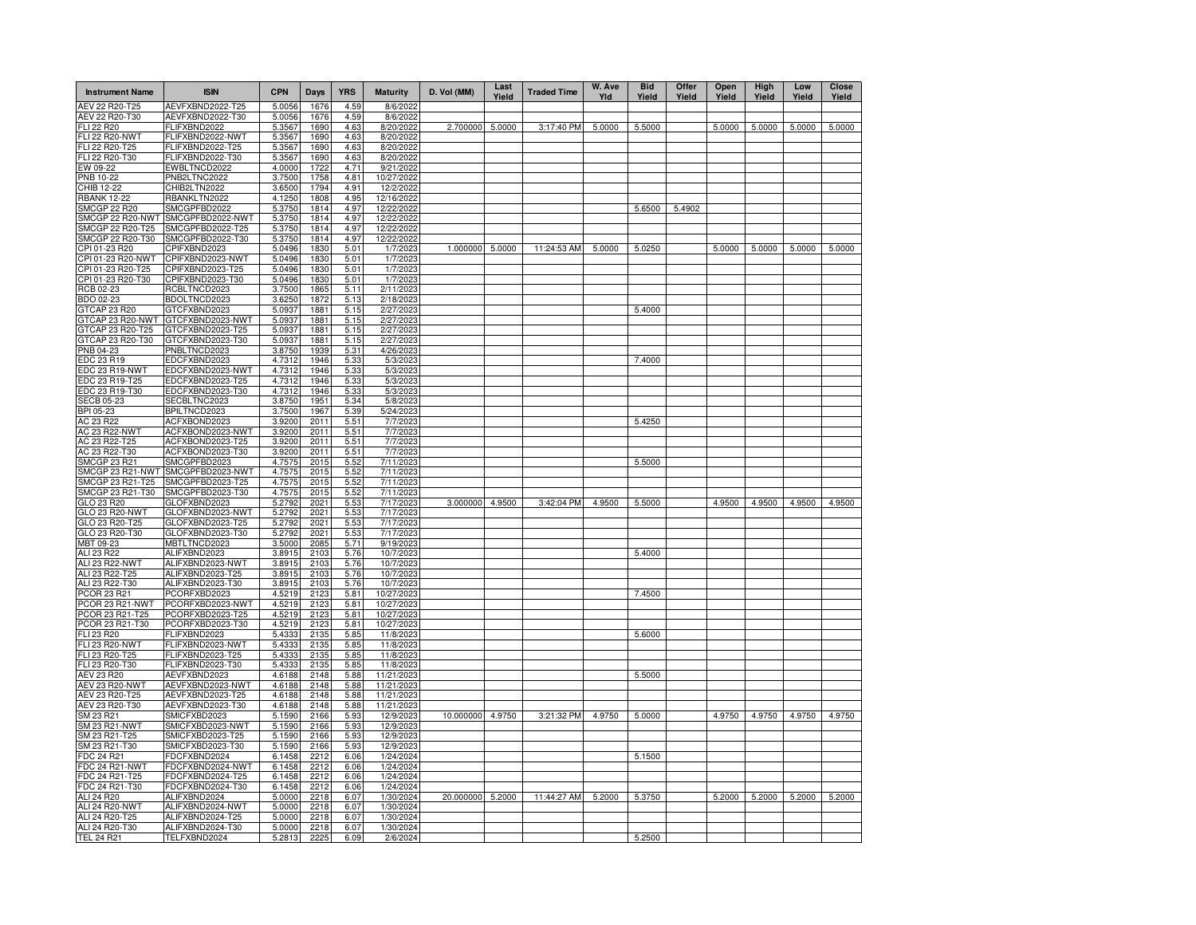| Instrument Name | ISIN | CPN | Days | YRS | Maturity | D. Vol (MM) | Last Yield | Traded Time | W. Ave Yld | Bid Yield | Offer Yield | Open Yield | High Yield | Low Yield | Close Yield |
|---|---|---|---|---|---|---|---|---|---|---|---|---|---|---|---|
| AEV 22 R20-T25 | AEVFXBND2022-T25 | 5.0056 | 1676 | 4.59 | 8/6/2022 | | | | | | | | | | |
| AEV 22 R20-T30 | AEVFXBND2022-T30 | 5.0056 | 1676 | 4.59 | 8/6/2022 | | | | | | | | | | |
| FLI 22 R20 | FLIFXBND2022 | 5.3567 | 1690 | 4.63 | 8/20/2022 | 2.700000 | 5.0000 | 3:17:40 PM | 5.0000 | 5.5000 | | 5.0000 | 5.0000 | 5.0000 | 5.0000 |
| FLI 22 R20-NWT | FLIFXBND2022-NWT | 5.3567 | 1690 | 4.63 | 8/20/2022 | | | | | | | | | | |
| FLI 22 R20-T25 | FLIFXBND2022-T25 | 5.3567 | 1690 | 4.63 | 8/20/2022 | | | | | | | | | | |
| FLI 22 R20-T30 | FLIFXBND2022-T30 | 5.3567 | 1690 | 4.63 | 8/20/2022 | | | | | | | | | | |
| EW 09-22 | EWBLTNCD2022 | 4.0000 | 1722 | 4.71 | 9/21/2022 | | | | | | | | | | |
| PNB 10-22 | PNB2LTNC2022 | 3.7500 | 1758 | 4.81 | 10/27/2022 | | | | | | | | | | |
| CHIB 12-22 | CHIB2LTN2022 | 3.6500 | 1794 | 4.91 | 12/2/2022 | | | | | | | | | | |
| RBANK 12-22 | RBANKLTN2022 | 4.1250 | 1808 | 4.95 | 12/16/2022 | | | | | | | | | | |
| SMCGP 22 R20 | SMCGPFBD2022 | 5.3750 | 1814 | 4.97 | 12/22/2022 | | | | | 5.6500 | 5.4902 | | | | |
| SMCGP 22 R20-NWT | SMCGPFBD2022-NWT | 5.3750 | 1814 | 4.97 | 12/22/2022 | | | | | | | | | | |
| SMCGP 22 R20-T25 | SMCGPFBD2022-T25 | 5.3750 | 1814 | 4.97 | 12/22/2022 | | | | | | | | | | |
| SMCGP 22 R20-T30 | SMCGPFBD2022-T30 | 5.3750 | 1814 | 4.97 | 12/22/2022 | | | | | | | | | | |
| CPI 01-23 R20 | CPIFXBND2023 | 5.0496 | 1830 | 5.01 | 1/7/2023 | 1.000000 | 5.0000 | 11:24:53 AM | 5.0000 | 5.0250 | | 5.0000 | 5.0000 | 5.0000 | 5.0000 |
| CPI 01-23 R20-NWT | CPIFXBND2023-NWT | 5.0496 | 1830 | 5.01 | 1/7/2023 | | | | | | | | | | |
| CPI 01-23 R20-T25 | CPIFXBND2023-T25 | 5.0496 | 1830 | 5.01 | 1/7/2023 | | | | | | | | | | |
| CPI 01-23 R20-T30 | CPIFXBND2023-T30 | 5.0496 | 1830 | 5.01 | 1/7/2023 | | | | | | | | | | |
| RCB 02-23 | RCBLTNCD2023 | 3.7500 | 1865 | 5.11 | 2/11/2023 | | | | | | | | | | |
| BDO 02-23 | BDOLTNCD2023 | 3.6250 | 1872 | 5.13 | 2/18/2023 | | | | | | | | | | |
| GTCAP 23 R20 | GTCFXBND2023 | 5.0937 | 1881 | 5.15 | 2/27/2023 | | | | | 5.4000 | | | | | |
| GTCAP 23 R20-NWT | GTCFXBND2023-NWT | 5.0937 | 1881 | 5.15 | 2/27/2023 | | | | | | | | | | |
| GTCAP 23 R20-T25 | GTCFXBND2023-T25 | 5.0937 | 1881 | 5.15 | 2/27/2023 | | | | | | | | | | |
| GTCAP 23 R20-T30 | GTCFXBND2023-T30 | 5.0937 | 1881 | 5.15 | 2/27/2023 | | | | | | | | | | |
| PNB 04-23 | PNBLTNCD2023 | 3.8750 | 1939 | 5.31 | 4/26/2023 | | | | | | | | | | |
| EDC 23 R19 | EDCFXBND2023 | 4.7312 | 1946 | 5.33 | 5/3/2023 | | | | | 7.4000 | | | | | |
| EDC 23 R19-NWT | EDCFXBND2023-NWT | 4.7312 | 1946 | 5.33 | 5/3/2023 | | | | | | | | | | |
| EDC 23 R19-T25 | EDCFXBND2023-T25 | 4.7312 | 1946 | 5.33 | 5/3/2023 | | | | | | | | | | |
| EDC 23 R19-T30 | EDCFXBND2023-T30 | 4.7312 | 1946 | 5.33 | 5/3/2023 | | | | | | | | | | |
| SECB 05-23 | SECBLTNC2023 | 3.8750 | 1951 | 5.34 | 5/8/2023 | | | | | | | | | | |
| BPI 05-23 | BPILTNCD2023 | 3.7500 | 1967 | 5.39 | 5/24/2023 | | | | | | | | | | |
| AC 23 R22 | ACFXBOND2023 | 3.9200 | 2011 | 5.51 | 7/7/2023 | | | | | 5.4250 | | | | | |
| AC 23 R22-NWT | ACFXBOND2023-NWT | 3.9200 | 2011 | 5.51 | 7/7/2023 | | | | | | | | | | |
| AC 23 R22-T25 | ACFXBOND2023-T25 | 3.9200 | 2011 | 5.51 | 7/7/2023 | | | | | | | | | | |
| AC 23 R22-T30 | ACFXBOND2023-T30 | 3.9200 | 2011 | 5.51 | 7/7/2023 | | | | | | | | | | |
| SMCGP 23 R21 | SMCGPFBD2023 | 4.7575 | 2015 | 5.52 | 7/11/2023 | | | | | 5.5000 | | | | | |
| SMCGP 23 R21-NWT | SMCGPFBD2023-NWT | 4.7575 | 2015 | 5.52 | 7/11/2023 | | | | | | | | | | |
| SMCGP 23 R21-T25 | SMCGPFBD2023-T25 | 4.7575 | 2015 | 5.52 | 7/11/2023 | | | | | | | | | | |
| SMCGP 23 R21-T30 | SMCGPFBD2023-T30 | 4.7575 | 2015 | 5.52 | 7/11/2023 | | | | | | | | | | |
| GLO 23 R20 | GLOFXBND2023 | 5.2792 | 2021 | 5.53 | 7/17/2023 | 3.000000 | 4.9500 | 3:42:04 PM | 4.9500 | 5.5000 | | 4.9500 | 4.9500 | 4.9500 | 4.9500 |
| GLO 23 R20-NWT | GLOFXBND2023-NWT | 5.2792 | 2021 | 5.53 | 7/17/2023 | | | | | | | | | | |
| GLO 23 R20-T25 | GLOFXBND2023-T25 | 5.2792 | 2021 | 5.53 | 7/17/2023 | | | | | | | | | | |
| GLO 23 R20-T30 | GLOFXBND2023-T30 | 5.2792 | 2021 | 5.53 | 7/17/2023 | | | | | | | | | | |
| MBT 09-23 | MBTLTNCD2023 | 3.5000 | 2085 | 5.71 | 9/19/2023 | | | | | | | | | | |
| ALI 23 R22 | ALIFXBND2023 | 3.8915 | 2103 | 5.76 | 10/7/2023 | | | | | 5.4000 | | | | | |
| ALI 23 R22-NWT | ALIFXBND2023-NWT | 3.8915 | 2103 | 5.76 | 10/7/2023 | | | | | | | | | | |
| ALI 23 R22-T25 | ALIFXBND2023-T25 | 3.8915 | 2103 | 5.76 | 10/7/2023 | | | | | | | | | | |
| ALI 23 R22-T30 | ALIFXBND2023-T30 | 3.8915 | 2103 | 5.76 | 10/7/2023 | | | | | | | | | | |
| PCOR 23 R21 | PCORFXBD2023 | 4.5219 | 2123 | 5.81 | 10/27/2023 | | | | | 7.4500 | | | | | |
| PCOR 23 R21-NWT | PCORFXBD2023-NWT | 4.5219 | 2123 | 5.81 | 10/27/2023 | | | | | | | | | | |
| PCOR 23 R21-T25 | PCORFXBD2023-T25 | 4.5219 | 2123 | 5.81 | 10/27/2023 | | | | | | | | | | |
| PCOR 23 R21-T30 | PCORFXBD2023-T30 | 4.5219 | 2123 | 5.81 | 10/27/2023 | | | | | | | | | | |
| FLI 23 R20 | FLIFXBND2023 | 5.4333 | 2135 | 5.85 | 11/8/2023 | | | | | 5.6000 | | | | | |
| FLI 23 R20-NWT | FLIFXBND2023-NWT | 5.4333 | 2135 | 5.85 | 11/8/2023 | | | | | | | | | | |
| FLI 23 R20-T25 | FLIFXBND2023-T25 | 5.4333 | 2135 | 5.85 | 11/8/2023 | | | | | | | | | | |
| FLI 23 R20-T30 | FLIFXBND2023-T30 | 5.4333 | 2135 | 5.85 | 11/8/2023 | | | | | | | | | | |
| AEV 23 R20 | AEVFXBND2023 | 4.6188 | 2148 | 5.88 | 11/21/2023 | | | | | 5.5000 | | | | | |
| AEV 23 R20-NWT | AEVFXBND2023-NWT | 4.6188 | 2148 | 5.88 | 11/21/2023 | | | | | | | | | | |
| AEV 23 R20-T25 | AEVFXBND2023-T25 | 4.6188 | 2148 | 5.88 | 11/21/2023 | | | | | | | | | | |
| AEV 23 R20-T30 | AEVFXBND2023-T30 | 4.6188 | 2148 | 5.88 | 11/21/2023 | | | | | | | | | | |
| SM 23 R21 | SMICFXBD2023 | 5.1590 | 2166 | 5.93 | 12/9/2023 | 10.000000 | 4.9750 | 3:21:32 PM | 4.9750 | 5.0000 | | 4.9750 | 4.9750 | 4.9750 | 4.9750 |
| SM 23 R21-NWT | SMICFXBD2023-NWT | 5.1590 | 2166 | 5.93 | 12/9/2023 | | | | | | | | | | |
| SM 23 R21-T25 | SMICFXBD2023-T25 | 5.1590 | 2166 | 5.93 | 12/9/2023 | | | | | | | | | | |
| SM 23 R21-T30 | SMICFXBD2023-T30 | 5.1590 | 2166 | 5.93 | 12/9/2023 | | | | | | | | | | |
| FDC 24 R21 | FDCFXBND2024 | 6.1458 | 2212 | 6.06 | 1/24/2024 | | | | | 5.1500 | | | | | |
| FDC 24 R21-NWT | FDCFXBND2024-NWT | 6.1458 | 2212 | 6.06 | 1/24/2024 | | | | | | | | | | |
| FDC 24 R21-T25 | FDCFXBND2024-T25 | 6.1458 | 2212 | 6.06 | 1/24/2024 | | | | | | | | | | |
| FDC 24 R21-T30 | FDCFXBND2024-T30 | 6.1458 | 2212 | 6.06 | 1/24/2024 | | | | | | | | | | |
| ALI 24 R20 | ALIFXBND2024 | 5.0000 | 2218 | 6.07 | 1/30/2024 | 20.000000 | 5.2000 | 11:44:27 AM | 5.2000 | 5.3750 | | 5.2000 | 5.2000 | 5.2000 | 5.2000 |
| ALI 24 R20-NWT | ALIFXBND2024-NWT | 5.0000 | 2218 | 6.07 | 1/30/2024 | | | | | | | | | | |
| ALI 24 R20-T25 | ALIFXBND2024-T25 | 5.0000 | 2218 | 6.07 | 1/30/2024 | | | | | | | | | | |
| ALI 24 R20-T30 | ALIFXBND2024-T30 | 5.0000 | 2218 | 6.07 | 1/30/2024 | | | | | | | | | | |
| TEL 24 R21 | TELFXBND2024 | 5.2813 | 2225 | 6.09 | 2/6/2024 | | | | | 5.2500 | | | | | |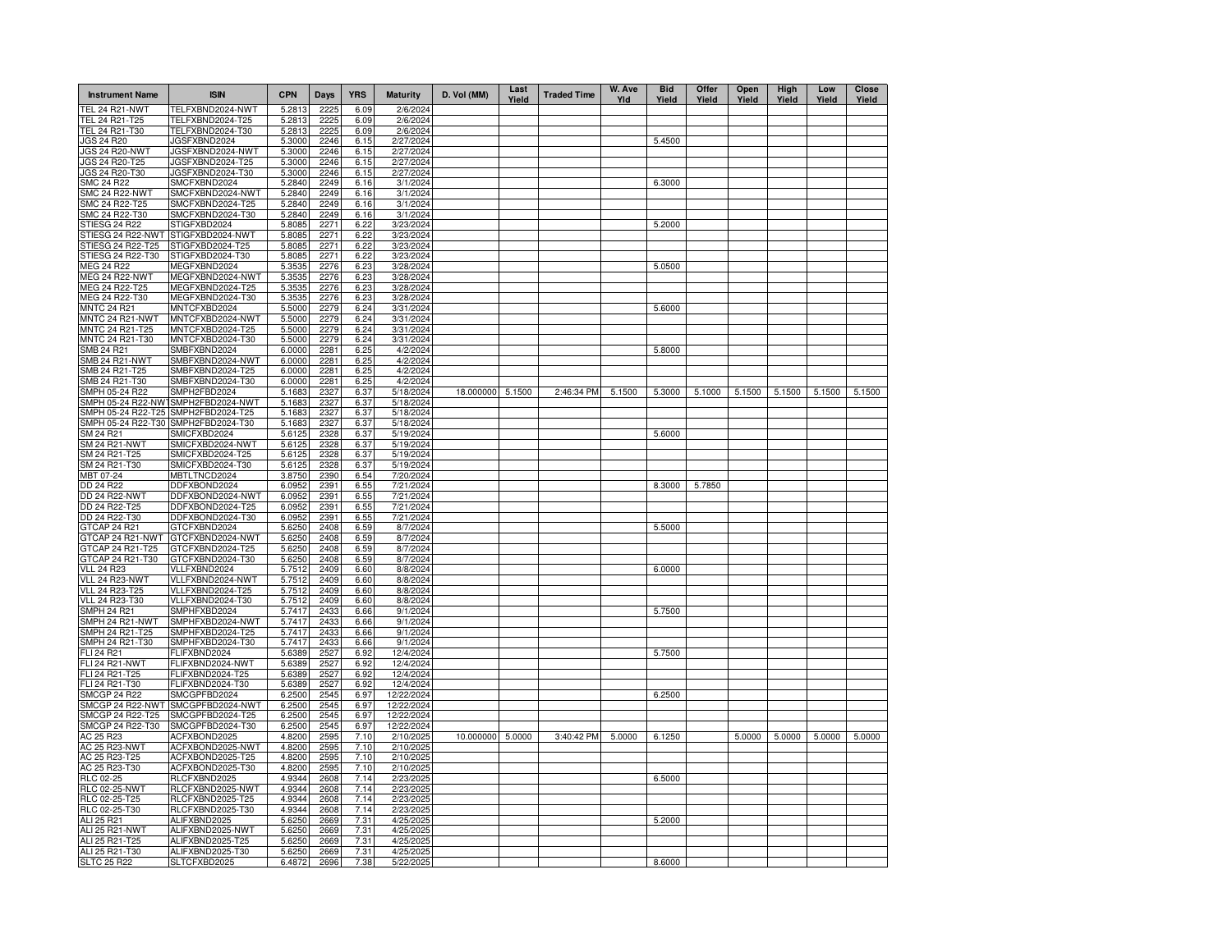| Instrument Name | ISIN | CPN | Days | YRS | Maturity | D. Vol (MM) | Last Yield | Traded Time | W. Ave Yld | Bid Yield | Offer Yield | Open Yield | High Yield | Low Yield | Close Yield |
|---|---|---|---|---|---|---|---|---|---|---|---|---|---|---|---|
| TEL 24 R21-NWT | TELFXBND2024-NWT | 5.2813 | 2225 | 6.09 | 2/6/2024 | | | | | | | | | | |
| TEL 24 R21-T25 | TELFXBND2024-T25 | 5.2813 | 2225 | 6.09 | 2/6/2024 | | | | | | | | | | |
| TEL 24 R21-T30 | TELFXBND2024-T30 | 5.2813 | 2225 | 6.09 | 2/6/2024 | | | | | | | | | | |
| JGS 24 R20 | JGSFXBND2024 | 5.3000 | 2246 | 6.15 | 2/27/2024 | | | | | 5.4500 | | | | | |
| JGS 24 R20-NWT | JGSFXBND2024-NWT | 5.3000 | 2246 | 6.15 | 2/27/2024 | | | | | | | | | | |
| JGS 24 R20-T25 | JGSFXBND2024-T25 | 5.3000 | 2246 | 6.15 | 2/27/2024 | | | | | | | | | | |
| JGS 24 R20-T30 | JGSFXBND2024-T30 | 5.3000 | 2246 | 6.15 | 2/27/2024 | | | | | | | | | | |
| SMC 24 R22 | SMCFXBND2024 | 5.2840 | 2249 | 6.16 | 3/1/2024 | | | | | 6.3000 | | | | | |
| SMC 24 R22-NWT | SMCFXBND2024-NWT | 5.2840 | 2249 | 6.16 | 3/1/2024 | | | | | | | | | | |
| SMC 24 R22-T25 | SMCFXBND2024-T25 | 5.2840 | 2249 | 6.16 | 3/1/2024 | | | | | | | | | | |
| SMC 24 R22-T30 | SMCFXBND2024-T30 | 5.2840 | 2249 | 6.16 | 3/1/2024 | | | | | | | | | | |
| STIESG 24 R22 | STIGFXBD2024 | 5.8085 | 2271 | 6.22 | 3/23/2024 | | | | | 5.2000 | | | | | |
| STIESG 24 R22-NWT | STIGFXBD2024-NWT | 5.8085 | 2271 | 6.22 | 3/23/2024 | | | | | | | | | | |
| STIESG 24 R22-T25 | STIGFXBD2024-T25 | 5.8085 | 2271 | 6.22 | 3/23/2024 | | | | | | | | | | |
| STIESG 24 R22-T30 | STIGFXBD2024-T30 | 5.8085 | 2271 | 6.22 | 3/23/2024 | | | | | | | | | | |
| MEG 24 R22 | MEGFXBND2024 | 5.3535 | 2276 | 6.23 | 3/28/2024 | | | | | 5.0500 | | | | | |
| MEG 24 R22-NWT | MEGFXBND2024-NWT | 5.3535 | 2276 | 6.23 | 3/28/2024 | | | | | | | | | | |
| MEG 24 R22-T25 | MEGFXBND2024-T25 | 5.3535 | 2276 | 6.23 | 3/28/2024 | | | | | | | | | | |
| MEG 24 R22-T30 | MEGFXBND2024-T30 | 5.3535 | 2276 | 6.23 | 3/28/2024 | | | | | | | | | | |
| MNTC 24 R21 | MNTCFXBD2024 | 5.5000 | 2279 | 6.24 | 3/31/2024 | | | | | 5.6000 | | | | | |
| MNTC 24 R21-NWT | MNTCFXBD2024-NWT | 5.5000 | 2279 | 6.24 | 3/31/2024 | | | | | | | | | | |
| MNTC 24 R21-T25 | MNTCFXBD2024-T25 | 5.5000 | 2279 | 6.24 | 3/31/2024 | | | | | | | | | | |
| MNTC 24 R21-T30 | MNTCFXBD2024-T30 | 5.5000 | 2279 | 6.24 | 3/31/2024 | | | | | | | | | | |
| SMB 24 R21 | SMBFXBND2024 | 6.0000 | 2281 | 6.25 | 4/2/2024 | | | | | 5.8000 | | | | | |
| SMB 24 R21-NWT | SMBFXBND2024-NWT | 6.0000 | 2281 | 6.25 | 4/2/2024 | | | | | | | | | | |
| SMB 24 R21-T25 | SMBFXBND2024-T25 | 6.0000 | 2281 | 6.25 | 4/2/2024 | | | | | | | | | | |
| SMB 24 R21-T30 | SMBFXBND2024-T30 | 6.0000 | 2281 | 6.25 | 4/2/2024 | | | | | | | | | | |
| SMPH 05-24 R22 | SMPH2FBD2024 | 5.1683 | 2327 | 6.37 | 5/18/2024 | 18.000000 | 5.1500 | 2:46:34 PM | 5.1500 | 5.3000 | 5.1000 | 5.1500 | 5.1500 | 5.1500 | 5.1500 |
| SMPH 05-24 R22-NWT | SMPH2FBD2024-NWT | 5.1683 | 2327 | 6.37 | 5/18/2024 | | | | | | | | | | |
| SMPH 05-24 R22-T25 | SMPH2FBD2024-T25 | 5.1683 | 2327 | 6.37 | 5/18/2024 | | | | | | | | | | |
| SMPH 05-24 R22-T30 | SMPH2FBD2024-T30 | 5.1683 | 2327 | 6.37 | 5/18/2024 | | | | | | | | | | |
| SM 24 R21 | SMICFXBD2024 | 5.6125 | 2328 | 6.37 | 5/19/2024 | | | | | 5.6000 | | | | | |
| SM 24 R21-NWT | SMICFXBD2024-NWT | 5.6125 | 2328 | 6.37 | 5/19/2024 | | | | | | | | | | |
| SM 24 R21-T25 | SMICFXBD2024-T25 | 5.6125 | 2328 | 6.37 | 5/19/2024 | | | | | | | | | | |
| SM 24 R21-T30 | SMICFXBD2024-T30 | 5.6125 | 2328 | 6.37 | 5/19/2024 | | | | | | | | | | |
| MBT 07-24 | MBTLTNCD2024 | 3.8750 | 2390 | 6.54 | 7/20/2024 | | | | | | | | | | |
| DD 24 R22 | DDFXBOND2024 | 6.0952 | 2391 | 6.55 | 7/21/2024 | | | | | 8.3000 | 5.7850 | | | | |
| DD 24 R22-NWT | DDFXBOND2024-NWT | 6.0952 | 2391 | 6.55 | 7/21/2024 | | | | | | | | | | |
| DD 24 R22-T25 | DDFXBOND2024-T25 | 6.0952 | 2391 | 6.55 | 7/21/2024 | | | | | | | | | | |
| DD 24 R22-T30 | DDFXBOND2024-T30 | 6.0952 | 2391 | 6.55 | 7/21/2024 | | | | | | | | | | |
| GTCAP 24 R21 | GTCFXBND2024 | 5.6250 | 2408 | 6.59 | 8/7/2024 | | | | | 5.5000 | | | | | |
| GTCAP 24 R21-NWT | GTCFXBND2024-NWT | 5.6250 | 2408 | 6.59 | 8/7/2024 | | | | | | | | | | |
| GTCAP 24 R21-T25 | GTCFXBND2024-T25 | 5.6250 | 2408 | 6.59 | 8/7/2024 | | | | | | | | | | |
| GTCAP 24 R21-T30 | GTCFXBND2024-T30 | 5.6250 | 2408 | 6.59 | 8/7/2024 | | | | | | | | | | |
| VLL 24 R23 | VLLFXBND2024 | 5.7512 | 2409 | 6.60 | 8/8/2024 | | | | | 6.0000 | | | | | |
| VLL 24 R23-NWT | VLLFXBND2024-NWT | 5.7512 | 2409 | 6.60 | 8/8/2024 | | | | | | | | | | |
| VLL 24 R23-T25 | VLLFXBND2024-T25 | 5.7512 | 2409 | 6.60 | 8/8/2024 | | | | | | | | | | |
| VLL 24 R23-T30 | VLLFXBND2024-T30 | 5.7512 | 2409 | 6.60 | 8/8/2024 | | | | | | | | | | |
| SMPH 24 R21 | SMPHFXBD2024 | 5.7417 | 2433 | 6.66 | 9/1/2024 | | | | | 5.7500 | | | | | |
| SMPH 24 R21-NWT | SMPHFXBD2024-NWT | 5.7417 | 2433 | 6.66 | 9/1/2024 | | | | | | | | | | |
| SMPH 24 R21-T25 | SMPHFXBD2024-T25 | 5.7417 | 2433 | 6.66 | 9/1/2024 | | | | | | | | | | |
| SMPH 24 R21-T30 | SMPHFXBD2024-T30 | 5.7417 | 2433 | 6.66 | 9/1/2024 | | | | | | | | | | |
| FLI 24 R21 | FLIFXBND2024 | 5.6389 | 2527 | 6.92 | 12/4/2024 | | | | | 5.7500 | | | | | |
| FLI 24 R21-NWT | FLIFXBND2024-NWT | 5.6389 | 2527 | 6.92 | 12/4/2024 | | | | | | | | | | |
| FLI 24 R21-T25 | FLIFXBND2024-T25 | 5.6389 | 2527 | 6.92 | 12/4/2024 | | | | | | | | | | |
| FLI 24 R21-T30 | FLIFXBND2024-T30 | 5.6389 | 2527 | 6.92 | 12/4/2024 | | | | | | | | | | |
| SMCGP 24 R22 | SMCGPFBD2024 | 6.2500 | 2545 | 6.97 | 12/22/2024 | | | | | 6.2500 | | | | | |
| SMCGP 24 R22-NWT | SMCGPFBD2024-NWT | 6.2500 | 2545 | 6.97 | 12/22/2024 | | | | | | | | | | |
| SMCGP 24 R22-T25 | SMCGPFBD2024-T25 | 6.2500 | 2545 | 6.97 | 12/22/2024 | | | | | | | | | | |
| SMCGP 24 R22-T30 | SMCGPFBD2024-T30 | 6.2500 | 2545 | 6.97 | 12/22/2024 | | | | | | | | | | |
| AC 25 R23 | ACFXBOND2025 | 4.8200 | 2595 | 7.10 | 2/10/2025 | 10.000000 | 5.0000 | 3:40:42 PM | 5.0000 | 6.1250 | | 5.0000 | 5.0000 | 5.0000 | 5.0000 |
| AC 25 R23-NWT | ACFXBOND2025-NWT | 4.8200 | 2595 | 7.10 | 2/10/2025 | | | | | | | | | | |
| AC 25 R23-T25 | ACFXBOND2025-T25 | 4.8200 | 2595 | 7.10 | 2/10/2025 | | | | | | | | | | |
| AC 25 R23-T30 | ACFXBOND2025-T30 | 4.8200 | 2595 | 7.10 | 2/10/2025 | | | | | | | | | | |
| RLC 02-25 | RLCFXBND2025 | 4.9344 | 2608 | 7.14 | 2/23/2025 | | | | | 6.5000 | | | | | |
| RLC 02-25-NWT | RLCFXBND2025-NWT | 4.9344 | 2608 | 7.14 | 2/23/2025 | | | | | | | | | | |
| RLC 02-25-T25 | RLCFXBND2025-T25 | 4.9344 | 2608 | 7.14 | 2/23/2025 | | | | | | | | | | |
| RLC 02-25-T30 | RLCFXBND2025-T30 | 4.9344 | 2608 | 7.14 | 2/23/2025 | | | | | | | | | | |
| ALI 25 R21 | ALIFXBND2025 | 5.6250 | 2669 | 7.31 | 4/25/2025 | | | | | 5.2000 | | | | | |
| ALI 25 R21-NWT | ALIFXBND2025-NWT | 5.6250 | 2669 | 7.31 | 4/25/2025 | | | | | | | | | | |
| ALI 25 R21-T25 | ALIFXBND2025-T25 | 5.6250 | 2669 | 7.31 | 4/25/2025 | | | | | | | | | | |
| ALI 25 R21-T30 | ALIFXBND2025-T30 | 5.6250 | 2669 | 7.31 | 4/25/2025 | | | | | | | | | | |
| SLTC 25 R22 | SLTCFXBD2025 | 6.4872 | 2696 | 7.38 | 5/22/2025 | | | | | 8.6000 | | | | | |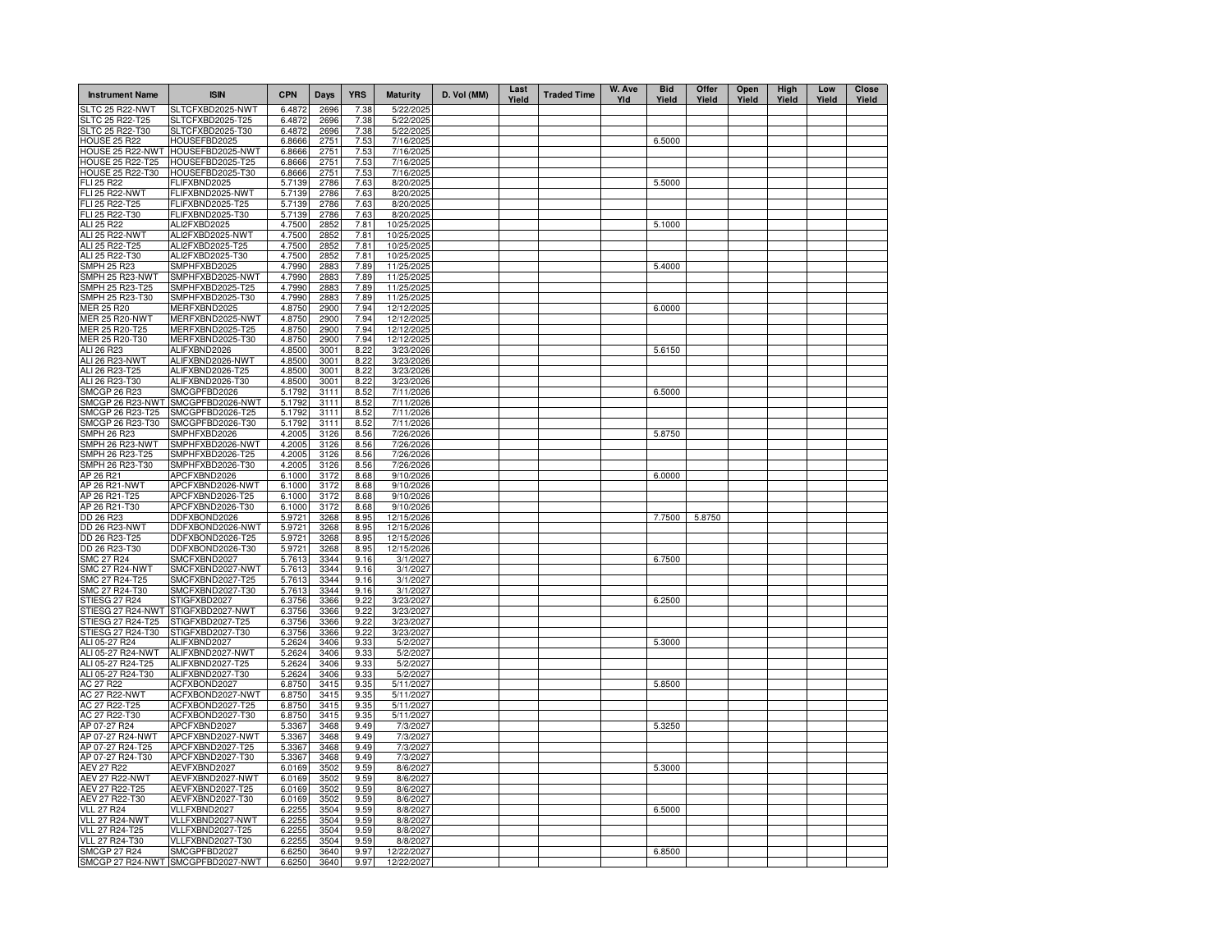| Instrument Name | ISIN | CPN | Days | YRS | Maturity | D. Vol (MM) | Last Yield | Traded Time | W. Ave Yld | Bid Yield | Offer Yield | Open Yield | High Yield | Low Yield | Close Yield |
|---|---|---|---|---|---|---|---|---|---|---|---|---|---|---|---|
| SLTC 25 R22-NWT | SLTCFXBD2025-NWT | 6.4872 | 2696 | 7.38 | 5/22/2025 | | | | | | | | | | |
| SLTC 25 R22-T25 | SLTCFXBD2025-T25 | 6.4872 | 2696 | 7.38 | 5/22/2025 | | | | | | | | | | |
| SLTC 25 R22-T30 | SLTCFXBD2025-T30 | 6.4872 | 2696 | 7.38 | 5/22/2025 | | | | | | | | | | |
| HOUSE 25 R22 | HOUSEFBD2025 | 6.8666 | 2751 | 7.53 | 7/16/2025 | | | | | 6.5000 | | | | | |
| HOUSE 25 R22-NWT | HOUSEFBD2025-NWT | 6.8666 | 2751 | 7.53 | 7/16/2025 | | | | | | | | | | |
| HOUSE 25 R22-T25 | HOUSEFBD2025-T25 | 6.8666 | 2751 | 7.53 | 7/16/2025 | | | | | | | | | | |
| HOUSE 25 R22-T30 | HOUSEFBD2025-T30 | 6.8666 | 2751 | 7.53 | 7/16/2025 | | | | | | | | | | |
| FLI 25 R22 | FLIFXBND2025 | 5.7139 | 2786 | 7.63 | 8/20/2025 | | | | | 5.5000 | | | | | |
| FLI 25 R22-NWT | FLIFXBND2025-NWT | 5.7139 | 2786 | 7.63 | 8/20/2025 | | | | | | | | | | |
| FLI 25 R22-T25 | FLIFXBND2025-T25 | 5.7139 | 2786 | 7.63 | 8/20/2025 | | | | | | | | | | |
| FLI 25 R22-T30 | FLIFXBND2025-T30 | 5.7139 | 2786 | 7.63 | 8/20/2025 | | | | | | | | | | |
| ALI 25 R22 | ALI2FXBD2025 | 4.7500 | 2852 | 7.81 | 10/25/2025 | | | | | 5.1000 | | | | | |
| ALI 25 R22-NWT | ALI2FXBD2025-NWT | 4.7500 | 2852 | 7.81 | 10/25/2025 | | | | | | | | | | |
| ALI 25 R22-T25 | ALI2FXBD2025-T25 | 4.7500 | 2852 | 7.81 | 10/25/2025 | | | | | | | | | | |
| ALI 25 R22-T30 | ALI2FXBD2025-T30 | 4.7500 | 2852 | 7.81 | 10/25/2025 | | | | | | | | | | |
| SMPH 25 R23 | SMPHFXBD2025 | 4.7990 | 2883 | 7.89 | 11/25/2025 | | | | | 5.4000 | | | | | |
| SMPH 25 R23-NWT | SMPHFXBD2025-NWT | 4.7990 | 2883 | 7.89 | 11/25/2025 | | | | | | | | | | |
| SMPH 25 R23-T25 | SMPHFXBD2025-T25 | 4.7990 | 2883 | 7.89 | 11/25/2025 | | | | | | | | | | |
| SMPH 25 R23-T30 | SMPHFXBD2025-T30 | 4.7990 | 2883 | 7.89 | 11/25/2025 | | | | | | | | | | |
| MER 25 R20 | MERFXBND2025 | 4.8750 | 2900 | 7.94 | 12/12/2025 | | | | | 6.0000 | | | | | |
| MER 25 R20-NWT | MERFXBND2025-NWT | 4.8750 | 2900 | 7.94 | 12/12/2025 | | | | | | | | | | |
| MER 25 R20-T25 | MERFXBND2025-T25 | 4.8750 | 2900 | 7.94 | 12/12/2025 | | | | | | | | | | |
| MER 25 R20-T30 | MERFXBND2025-T30 | 4.8750 | 2900 | 7.94 | 12/12/2025 | | | | | | | | | | |
| ALI 26 R23 | ALIFXBND2026 | 4.8500 | 3001 | 8.22 | 3/23/2026 | | | | | 5.6150 | | | | | |
| ALI 26 R23-NWT | ALIFXBND2026-NWT | 4.8500 | 3001 | 8.22 | 3/23/2026 | | | | | | | | | | |
| ALI 26 R23-T25 | ALIFXBND2026-T25 | 4.8500 | 3001 | 8.22 | 3/23/2026 | | | | | | | | | | |
| ALI 26 R23-T30 | ALIFXBND2026-T30 | 4.8500 | 3001 | 8.22 | 3/23/2026 | | | | | | | | | | |
| SMCGP 26 R23 | SMCGPFBD2026 | 5.1792 | 3111 | 8.52 | 7/11/2026 | | | | | 6.5000 | | | | | |
| SMCGP 26 R23-NWT | SMCGPFBD2026-NWT | 5.1792 | 3111 | 8.52 | 7/11/2026 | | | | | | | | | | |
| SMCGP 26 R23-T25 | SMCGPFBD2026-T25 | 5.1792 | 3111 | 8.52 | 7/11/2026 | | | | | | | | | | |
| SMCGP 26 R23-T30 | SMCGPFBD2026-T30 | 5.1792 | 3111 | 8.52 | 7/11/2026 | | | | | | | | | | |
| SMPH 26 R23 | SMPHFXBD2026 | 4.2005 | 3126 | 8.56 | 7/26/2026 | | | | | 5.8750 | | | | | |
| SMPH 26 R23-NWT | SMPHFXBD2026-NWT | 4.2005 | 3126 | 8.56 | 7/26/2026 | | | | | | | | | | |
| SMPH 26 R23-T25 | SMPHFXBD2026-T25 | 4.2005 | 3126 | 8.56 | 7/26/2026 | | | | | | | | | | |
| SMPH 26 R23-T30 | SMPHFXBD2026-T30 | 4.2005 | 3126 | 8.56 | 7/26/2026 | | | | | | | | | | |
| AP 26 R21 | APCFXBND2026 | 6.1000 | 3172 | 8.68 | 9/10/2026 | | | | | 6.0000 | | | | | |
| AP 26 R21-NWT | APCFXBND2026-NWT | 6.1000 | 3172 | 8.68 | 9/10/2026 | | | | | | | | | | |
| AP 26 R21-T25 | APCFXBND2026-T25 | 6.1000 | 3172 | 8.68 | 9/10/2026 | | | | | | | | | | |
| AP 26 R21-T30 | APCFXBND2026-T30 | 6.1000 | 3172 | 8.68 | 9/10/2026 | | | | | | | | | | |
| DD 26 R23 | DDFXBOND2026 | 5.9721 | 3268 | 8.95 | 12/15/2026 | | | | | 7.7500 | 5.8750 | | | | |
| DD 26 R23-NWT | DDFXBOND2026-NWT | 5.9721 | 3268 | 8.95 | 12/15/2026 | | | | | | | | | | |
| DD 26 R23-T25 | DDFXBOND2026-T25 | 5.9721 | 3268 | 8.95 | 12/15/2026 | | | | | | | | | | |
| DD 26 R23-T30 | DDFXBOND2026-T30 | 5.9721 | 3268 | 8.95 | 12/15/2026 | | | | | | | | | | |
| SMC 27 R24 | SMCFXBND2027 | 5.7613 | 3344 | 9.16 | 3/1/2027 | | | | | 6.7500 | | | | | |
| SMC 27 R24-NWT | SMCFXBND2027-NWT | 5.7613 | 3344 | 9.16 | 3/1/2027 | | | | | | | | | | |
| SMC 27 R24-T25 | SMCFXBND2027-T25 | 5.7613 | 3344 | 9.16 | 3/1/2027 | | | | | | | | | | |
| SMC 27 R24-T30 | SMCFXBND2027-T30 | 5.7613 | 3344 | 9.16 | 3/1/2027 | | | | | | | | | | |
| STIESG 27 R24 | STIGFXBD2027 | 6.3756 | 3366 | 9.22 | 3/23/2027 | | | | | 6.2500 | | | | | |
| STIESG 27 R24-NWT | STIGFXBD2027-NWT | 6.3756 | 3366 | 9.22 | 3/23/2027 | | | | | | | | | | |
| STIESG 27 R24-T25 | STIGFXBD2027-T25 | 6.3756 | 3366 | 9.22 | 3/23/2027 | | | | | | | | | | |
| STIESG 27 R24-T30 | STIGFXBD2027-T30 | 6.3756 | 3366 | 9.22 | 3/23/2027 | | | | | | | | | | |
| ALI 05-27 R24 | ALIFXBND2027 | 5.2624 | 3406 | 9.33 | 5/2/2027 | | | | | 5.3000 | | | | | |
| ALI 05-27 R24-NWT | ALIFXBND2027-NWT | 5.2624 | 3406 | 9.33 | 5/2/2027 | | | | | | | | | | |
| ALI 05-27 R24-T25 | ALIFXBND2027-T25 | 5.2624 | 3406 | 9.33 | 5/2/2027 | | | | | | | | | | |
| ALI 05-27 R24-T30 | ALIFXBND2027-T30 | 5.2624 | 3406 | 9.33 | 5/2/2027 | | | | | | | | | | |
| AC 27 R22 | ACFXBOND2027 | 6.8750 | 3415 | 9.35 | 5/11/2027 | | | | | 5.8500 | | | | | |
| AC 27 R22-NWT | ACFXBOND2027-NWT | 6.8750 | 3415 | 9.35 | 5/11/2027 | | | | | | | | | | |
| AC 27 R22-T25 | ACFXBOND2027-T25 | 6.8750 | 3415 | 9.35 | 5/11/2027 | | | | | | | | | | |
| AC 27 R22-T30 | ACFXBOND2027-T30 | 6.8750 | 3415 | 9.35 | 5/11/2027 | | | | | | | | | | |
| AP 07-27 R24 | APCFXBND2027 | 5.3367 | 3468 | 9.49 | 7/3/2027 | | | | | 5.3250 | | | | | |
| AP 07-27 R24-NWT | APCFXBND2027-NWT | 5.3367 | 3468 | 9.49 | 7/3/2027 | | | | | | | | | | |
| AP 07-27 R24-T25 | APCFXBND2027-T25 | 5.3367 | 3468 | 9.49 | 7/3/2027 | | | | | | | | | | |
| AP 07-27 R24-T30 | APCFXBND2027-T30 | 5.3367 | 3468 | 9.49 | 7/3/2027 | | | | | | | | | | |
| AEV 27 R22 | AEVFXBND2027 | 6.0169 | 3502 | 9.59 | 8/6/2027 | | | | | 5.3000 | | | | | |
| AEV 27 R22-NWT | AEVFXBND2027-NWT | 6.0169 | 3502 | 9.59 | 8/6/2027 | | | | | | | | | | |
| AEV 27 R22-T25 | AEVFXBND2027-T25 | 6.0169 | 3502 | 9.59 | 8/6/2027 | | | | | | | | | | |
| AEV 27 R22-T30 | AEVFXBND2027-T30 | 6.0169 | 3502 | 9.59 | 8/6/2027 | | | | | | | | | | |
| VLL 27 R24 | VLLFXBND2027 | 6.2255 | 3504 | 9.59 | 8/8/2027 | | | | | 6.5000 | | | | | |
| VLL 27 R24-NWT | VLLFXBND2027-NWT | 6.2255 | 3504 | 9.59 | 8/8/2027 | | | | | | | | | | |
| VLL 27 R24-T25 | VLLFXBND2027-T25 | 6.2255 | 3504 | 9.59 | 8/8/2027 | | | | | | | | | | |
| VLL 27 R24-T30 | VLLFXBND2027-T30 | 6.2255 | 3504 | 9.59 | 8/8/2027 | | | | | | | | | | |
| SMCGP 27 R24 | SMCGPFBD2027 | 6.6250 | 3640 | 9.97 | 12/22/2027 | | | | | 6.8500 | | | | | |
| SMCGP 27 R24-NWT | SMCGPFBD2027-NWT | 6.6250 | 3640 | 9.97 | 12/22/2027 | | | | | | | | | | |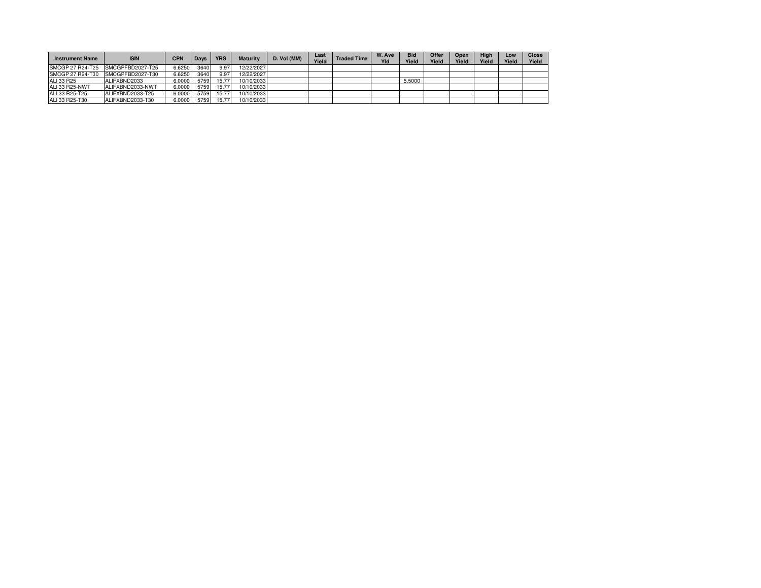| Instrument Name | ISIN | CPN | Days | YRS | Maturity | D. Vol (MM) | Last Yield | Traded Time | W. Ave Yld | Bid Yield | Offer Yield | Open Yield | High Yield | Low Yield | Close Yield |
|---|---|---|---|---|---|---|---|---|---|---|---|---|---|---|---|
| SMCGP 27 R24-T25 | SMCGPFBD2027-T25 | 6.6250 | 3640 | 9.97 | 12/22/2027 | | | | | | | | | | |
| SMCGP 27 R24-T30 | SMCGPFBD2027-T30 | 6.6250 | 3640 | 9.97 | 12/22/2027 | | | | | | | | | | |
| ALI 33 R25 | ALIFXBND2033 | 6.0000 | 5759 | 15.77 | 10/10/2033 | | | | | 5.5000 | | | | | |
| ALI 33 R25-NWT | ALIFXBND2033-NWT | 6.0000 | 5759 | 15.77 | 10/10/2033 | | | | | | | | | | |
| ALI 33 R25-T25 | ALIFXBND2033-T25 | 6.0000 | 5759 | 15.77 | 10/10/2033 | | | | | | | | | | |
| ALI 33 R25-T30 | ALIFXBND2033-T30 | 6.0000 | 5759 | 15.77 | 10/10/2033 | | | | | | | | | | |